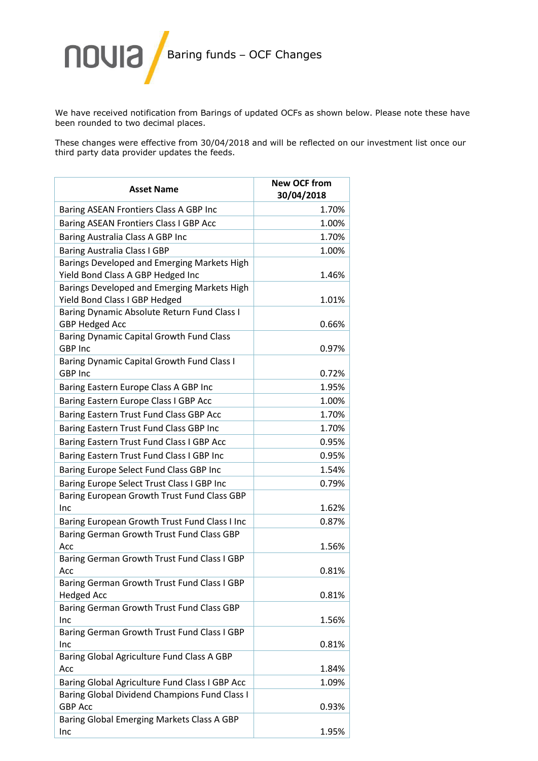# Baring funds – OCF Changes

We have received notification from Barings of updated OCFs as shown below. Please note these have been rounded to two decimal places.

These changes were effective from 30/04/2018 and will be reflected on our investment list once our third party data provider updates the feeds.

| Asset Name | New OCF from 30/04/2018 |
|---|---|
| Baring ASEAN Frontiers Class A GBP Inc | 1.70% |
| Baring ASEAN Frontiers Class I GBP Acc | 1.00% |
| Baring Australia Class A GBP Inc | 1.70% |
| Baring Australia Class I GBP | 1.00% |
| Barings Developed and Emerging Markets High Yield Bond Class A GBP Hedged Inc | 1.46% |
| Barings Developed and Emerging Markets High Yield Bond Class I GBP Hedged | 1.01% |
| Baring Dynamic Absolute Return Fund Class I GBP Hedged Acc | 0.66% |
| Baring Dynamic Capital Growth Fund Class GBP Inc | 0.97% |
| Baring Dynamic Capital Growth Fund Class I GBP Inc | 0.72% |
| Baring Eastern Europe Class A GBP Inc | 1.95% |
| Baring Eastern Europe Class I GBP Acc | 1.00% |
| Baring Eastern Trust Fund Class GBP Acc | 1.70% |
| Baring Eastern Trust Fund Class GBP Inc | 1.70% |
| Baring Eastern Trust Fund Class I GBP Acc | 0.95% |
| Baring Eastern Trust Fund Class I GBP Inc | 0.95% |
| Baring Europe Select Fund Class GBP Inc | 1.54% |
| Baring Europe Select Trust Class I GBP Inc | 0.79% |
| Baring European Growth Trust Fund Class GBP Inc | 1.62% |
| Baring European Growth Trust Fund Class I Inc | 0.87% |
| Baring German Growth Trust Fund Class GBP Acc | 1.56% |
| Baring German Growth Trust Fund Class I GBP Acc | 0.81% |
| Baring German Growth Trust Fund Class I GBP Hedged Acc | 0.81% |
| Baring German Growth Trust Fund Class GBP Inc | 1.56% |
| Baring German Growth Trust Fund Class I GBP Inc | 0.81% |
| Baring Global Agriculture Fund Class A GBP Acc | 1.84% |
| Baring Global Agriculture Fund Class I GBP Acc | 1.09% |
| Baring Global Dividend Champions Fund Class I GBP Acc | 0.93% |
| Baring Global Emerging Markets Class A GBP Inc | 1.95% |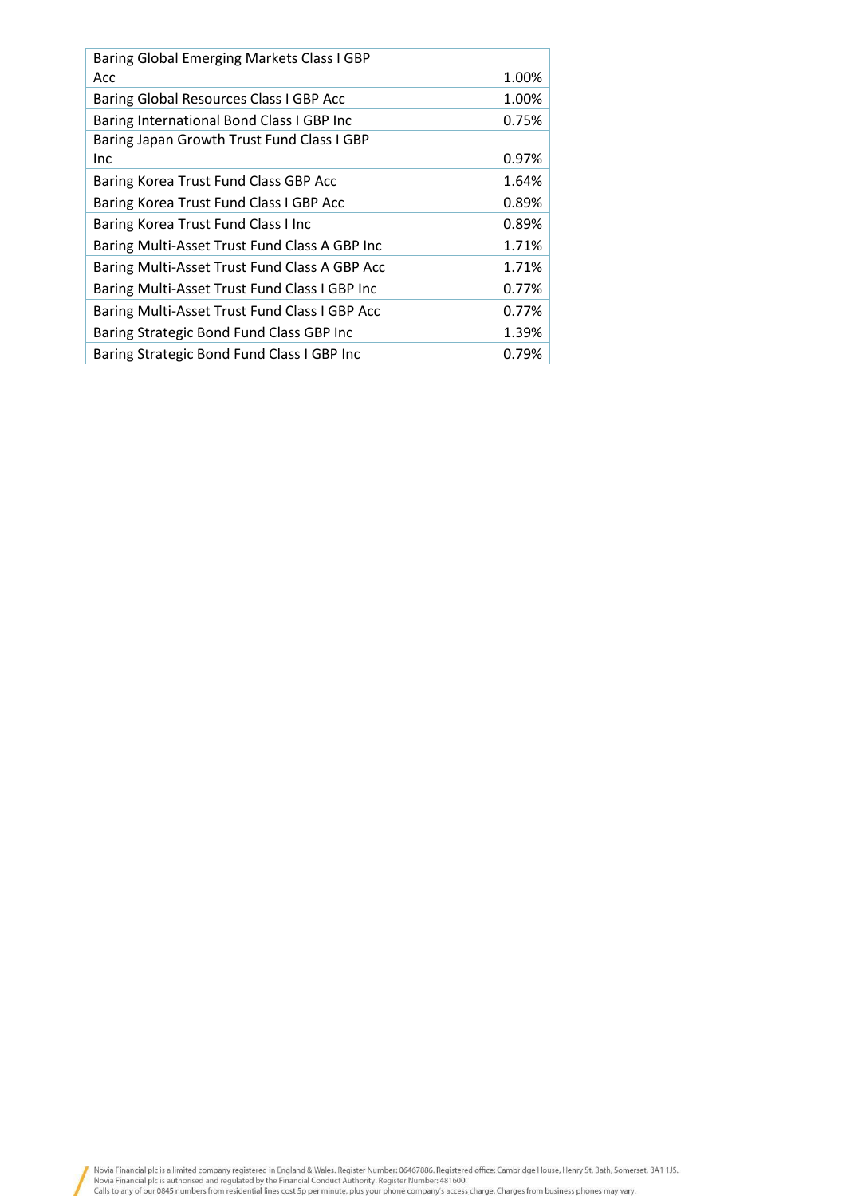| | |
|---|---|
| Baring Global Emerging Markets Class I GBP Acc | 1.00% |
| Baring Global Resources Class I GBP Acc | 1.00% |
| Baring International Bond Class I GBP Inc | 0.75% |
| Baring Japan Growth Trust Fund Class I GBP Inc | 0.97% |
| Baring Korea Trust Fund Class GBP Acc | 1.64% |
| Baring Korea Trust Fund Class I GBP Acc | 0.89% |
| Baring Korea Trust Fund Class I Inc | 0.89% |
| Baring Multi-Asset Trust Fund Class A GBP Inc | 1.71% |
| Baring Multi-Asset Trust Fund Class A GBP Acc | 1.71% |
| Baring Multi-Asset Trust Fund Class I GBP Inc | 0.77% |
| Baring Multi-Asset Trust Fund Class I GBP Acc | 0.77% |
| Baring Strategic Bond Fund Class GBP Inc | 1.39% |
| Baring Strategic Bond Fund Class I GBP Inc | 0.79% |

Novia Financial plc is a limited company registered in England & Wales. Register Number: 06467886. Registered office: Cambridge House, Henry St, Bath, Somerset, BA1 1JS.
Novia Financial plc is authorised and regulated by the Financial Conduct Authority. Register Number: 481600.
Calls to any of our 0845 numbers from residential lines cost 5p per minute, plus your phone company's access charge. Charges from business phones may vary.